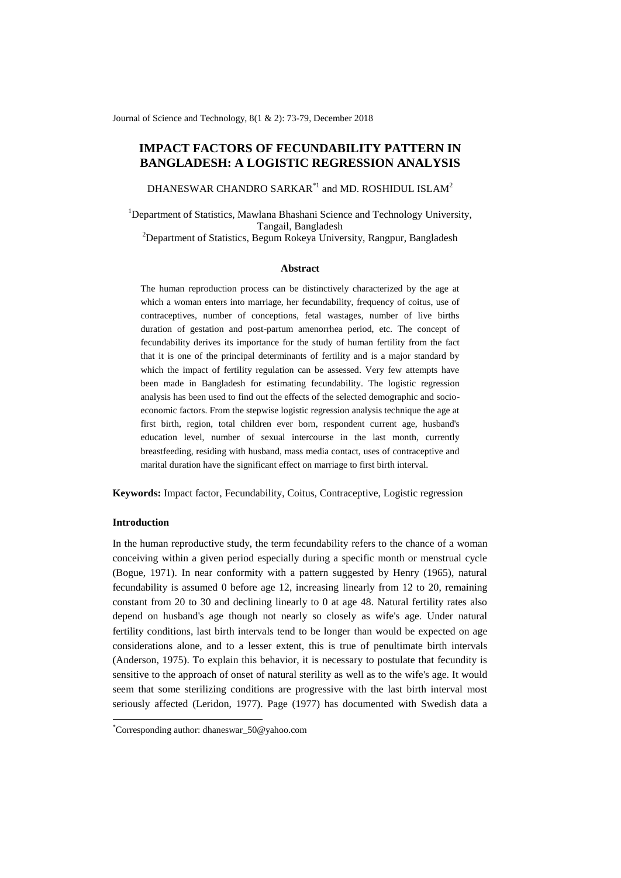# IMPACT FACTORS OF FECUNDABILITY PATTERN IN BANGLADESH: A LOGISTIC REGRESSION ANALYSIS

DHANESWAR CHANDRO SARKAR*[1] and MD. ROSHIDUL ISLAM[2]

[1]Department of Statistics, Mawlana Bhashani Science and Technology University, Tangail, Bangladesh

[2]Department of Statistics, Begum Rokeya University, Rangpur, Bangladesh

## Abstract

The human reproduction process can be distinctively characterized by the age at which a woman enters into marriage, her fecundability, frequency of coitus, use of contraceptives, number of conceptions, fetal wastages, number of live births duration of gestation and post-partum amenorrhea period, etc. The concept of fecundability derives its importance for the study of human fertility from the fact that it is one of the principal determinants of fertility and is a major standard by which the impact of fertility regulation can be assessed. Very few attempts have been made in Bangladesh for estimating fecundability. The logistic regression analysis has been used to find out the effects of the selected demographic and socio-economic factors. From the stepwise logistic regression analysis technique the age at first birth, region, total children ever born, respondent current age, husband's education level, number of sexual intercourse in the last month, currently breastfeeding, residing with husband, mass media contact, uses of contraceptive and marital duration have the significant effect on marriage to first birth interval.

**Keywords:** Impact factor, Fecundability, Coitus, Contraceptive, Logistic regression

## Introduction

In the human reproductive study, the term fecundability refers to the chance of a woman conceiving within a given period especially during a specific month or menstrual cycle (Bogue, 1971). In near conformity with a pattern suggested by Henry (1965), natural fecundability is assumed 0 before age 12, increasing linearly from 12 to 20, remaining constant from 20 to 30 and declining linearly to 0 at age 48. Natural fertility rates also depend on husband's age though not nearly so closely as wife's age. Under natural fertility conditions, last birth intervals tend to be longer than would be expected on age considerations alone, and to a lesser extent, this is true of penultimate birth intervals (Anderson, 1975). To explain this behavior, it is necessary to postulate that fecundity is sensitive to the approach of onset of natural sterility as well as to the wife's age. It would seem that some sterilizing conditions are progressive with the last birth interval most seriously affected (Leridon, 1977). Page (1977) has documented with Swedish data a

*Corresponding author: dhaneswar_50@yahoo.com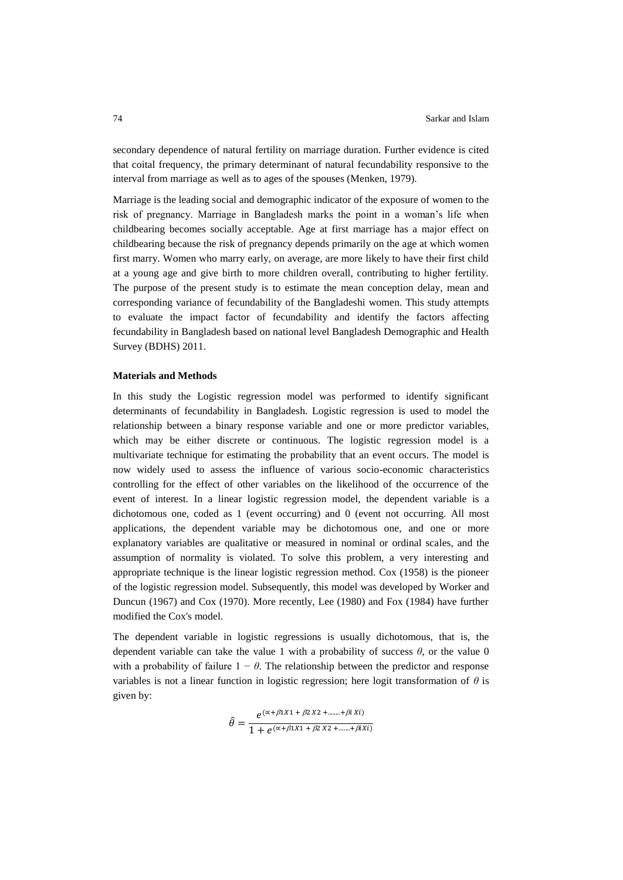secondary dependence of natural fertility on marriage duration. Further evidence is cited that coital frequency, the primary determinant of natural fecundability responsive to the interval from marriage as well as to ages of the spouses (Menken, 1979).

Marriage is the leading social and demographic indicator of the exposure of women to the risk of pregnancy. Marriage in Bangladesh marks the point in a woman's life when childbearing becomes socially acceptable. Age at first marriage has a major effect on childbearing because the risk of pregnancy depends primarily on the age at which women first marry. Women who marry early, on average, are more likely to have their first child at a young age and give birth to more children overall, contributing to higher fertility. The purpose of the present study is to estimate the mean conception delay, mean and corresponding variance of fecundability of the Bangladeshi women. This study attempts to evaluate the impact factor of fecundability and identify the factors affecting fecundability in Bangladesh based on national level Bangladesh Demographic and Health Survey (BDHS) 2011.

**Materials and Methods**

In this study the Logistic regression model was performed to identify significant determinants of fecundability in Bangladesh. Logistic regression is used to model the relationship between a binary response variable and one or more predictor variables, which may be either discrete or continuous. The logistic regression model is a multivariate technique for estimating the probability that an event occurs. The model is now widely used to assess the influence of various socio-economic characteristics controlling for the effect of other variables on the likelihood of the occurrence of the event of interest. In a linear logistic regression model, the dependent variable is a dichotomous one, coded as 1 (event occurring) and 0 (event not occurring. All most applications, the dependent variable may be dichotomous one, and one or more explanatory variables are qualitative or measured in nominal or ordinal scales, and the assumption of normality is violated. To solve this problem, a very interesting and appropriate technique is the linear logistic regression method. Cox (1958) is the pioneer of the logistic regression model. Subsequently, this model was developed by Worker and Duncun (1967) and Cox (1970). More recently, Lee (1980) and Fox (1984) have further modified the Cox's model.

The dependent variable in logistic regressions is usually dichotomous, that is, the dependent variable can take the value 1 with a probability of success $\theta$, or the value 0 with a probability of failure $1 - \theta$. The relationship between the predictor and response variables is not a linear function in logistic regression; here logit transformation of $\theta$ is given by:

$$\hat{\theta} = \frac{e^{(\propto + \beta 1X1 + \beta 2\,X2 + \ldots\ldots + \beta i\,Xi)}}{1 + e^{(\propto + \beta 1X1 + \beta 2\,X2 + \ldots\ldots + \beta iXi)}}$$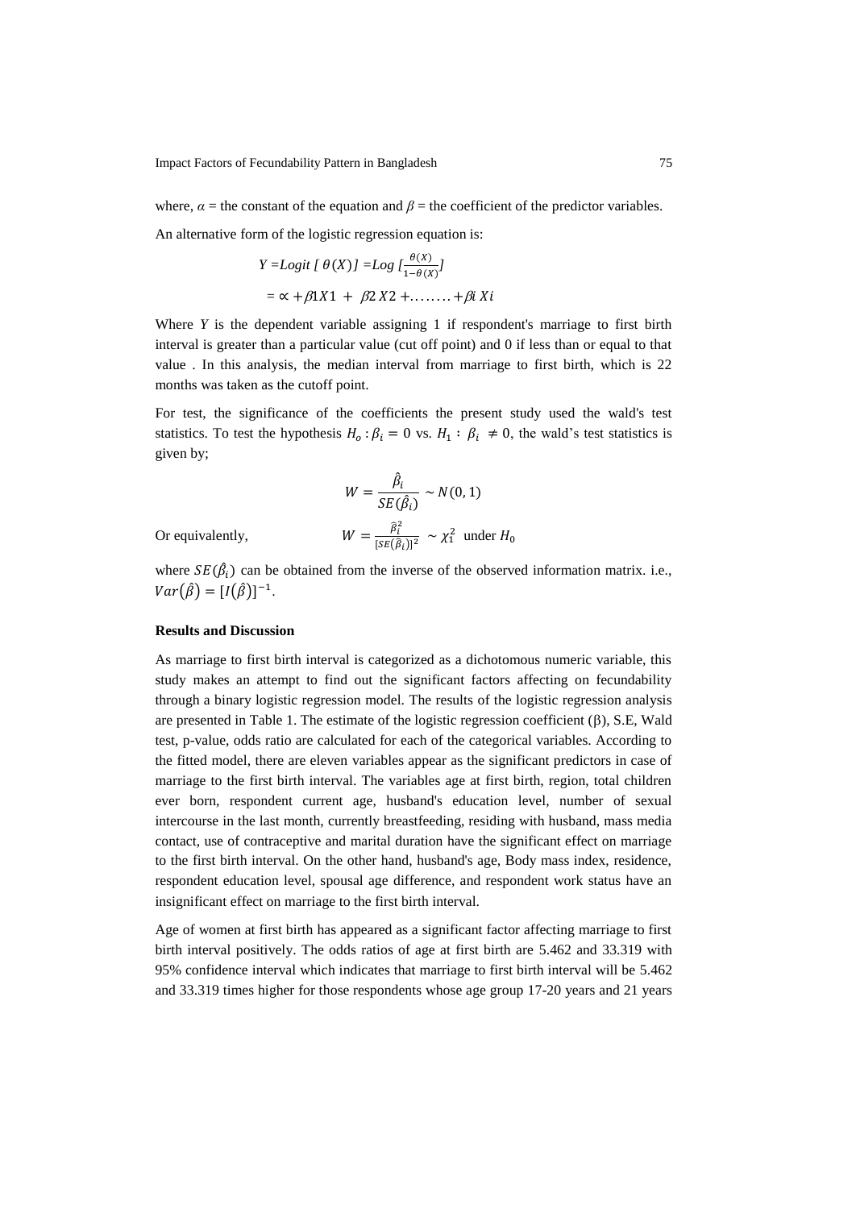where, $\alpha$ = the constant of the equation and $\beta$ = the coefficient of the predictor variables.

An alternative form of the logistic regression equation is:

$$Y = Logit\,[\,\theta(X)\,] = Log\,[\frac{\theta(X)}{1-\theta(X)}]$$

$$= \propto + \beta 1X1 + \beta 2\,X2 + \ldots\ldots\ldots + \beta i\,Xi$$

Where $Y$ is the dependent variable assigning 1 if respondent's marriage to first birth interval is greater than a particular value (cut off point) and 0 if less than or equal to that value . In this analysis, the median interval from marriage to first birth, which is 22 months was taken as the cutoff point.

For test, the significance of the coefficients the present study used the wald's test statistics. To test the hypothesis $H_o : \beta_i = 0$ vs. $H_1 : \beta_i \neq 0$, the wald's test statistics is given by;

$$W = \frac{\hat{\beta}_i}{SE(\hat{\beta}_i)} \sim N(0, 1)$$

Or equivalently, $$W = \frac{\hat{\beta}_i^2}{[SE(\hat{\beta}_i)]^2} \sim \chi_1^2 \text{ under } H_0$$

where $SE(\hat{\beta}_i)$ can be obtained from the inverse of the observed information matrix. i.e., $Var(\hat{\beta}) = [I(\hat{\beta})]^{-1}$.

**Results and Discussion**

As marriage to first birth interval is categorized as a dichotomous numeric variable, this study makes an attempt to find out the significant factors affecting on fecundability through a binary logistic regression model. The results of the logistic regression analysis are presented in Table 1. The estimate of the logistic regression coefficient (β), S.E, Wald test, p-value, odds ratio are calculated for each of the categorical variables. According to the fitted model, there are eleven variables appear as the significant predictors in case of marriage to the first birth interval. The variables age at first birth, region, total children ever born, respondent current age, husband's education level, number of sexual intercourse in the last month, currently breastfeeding, residing with husband, mass media contact, use of contraceptive and marital duration have the significant effect on marriage to the first birth interval. On the other hand, husband's age, Body mass index, residence, respondent education level, spousal age difference, and respondent work status have an insignificant effect on marriage to the first birth interval.

Age of women at first birth has appeared as a significant factor affecting marriage to first birth interval positively. The odds ratios of age at first birth are 5.462 and 33.319 with 95% confidence interval which indicates that marriage to first birth interval will be 5.462 and 33.319 times higher for those respondents whose age group 17-20 years and 21 years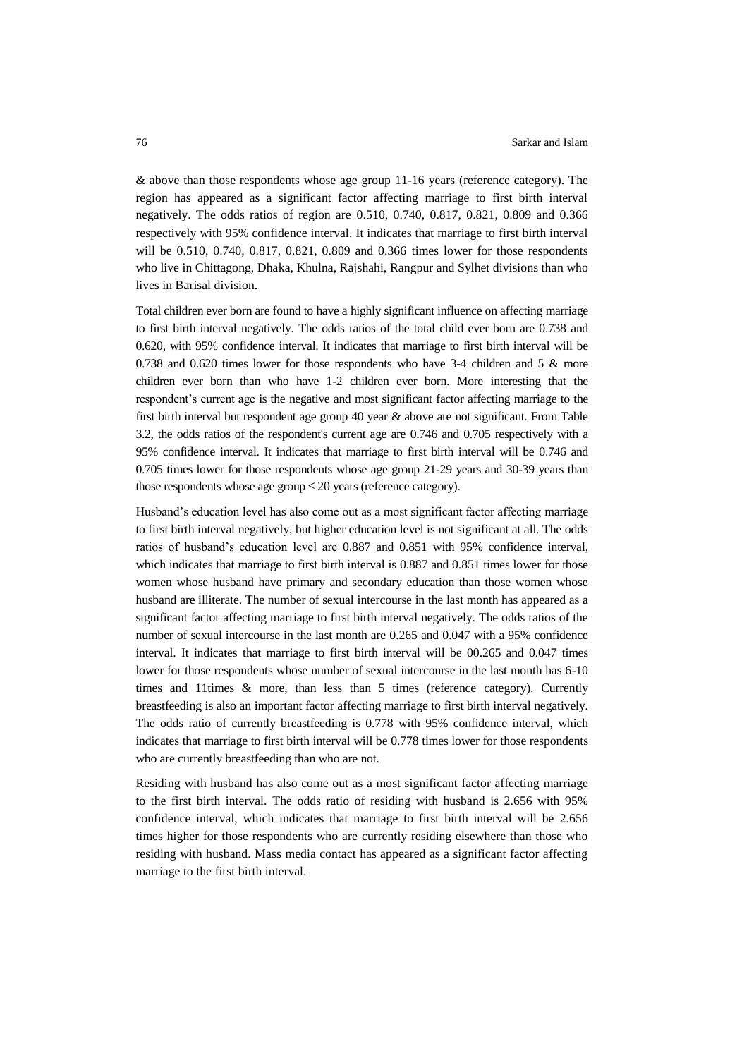& above than those respondents whose age group 11-16 years (reference category). The region has appeared as a significant factor affecting marriage to first birth interval negatively. The odds ratios of region are 0.510, 0.740, 0.817, 0.821, 0.809 and 0.366 respectively with 95% confidence interval. It indicates that marriage to first birth interval will be 0.510, 0.740, 0.817, 0.821, 0.809 and 0.366 times lower for those respondents who live in Chittagong, Dhaka, Khulna, Rajshahi, Rangpur and Sylhet divisions than who lives in Barisal division.

Total children ever born are found to have a highly significant influence on affecting marriage to first birth interval negatively. The odds ratios of the total child ever born are 0.738 and 0.620, with 95% confidence interval. It indicates that marriage to first birth interval will be 0.738 and 0.620 times lower for those respondents who have 3-4 children and 5 & more children ever born than who have 1-2 children ever born. More interesting that the respondent's current age is the negative and most significant factor affecting marriage to the first birth interval but respondent age group 40 year & above are not significant. From Table 3.2, the odds ratios of the respondent's current age are 0.746 and 0.705 respectively with a 95% confidence interval. It indicates that marriage to first birth interval will be 0.746 and 0.705 times lower for those respondents whose age group 21-29 years and 30-39 years than those respondents whose age group $\leq 20$ years (reference category).

Husband's education level has also come out as a most significant factor affecting marriage to first birth interval negatively, but higher education level is not significant at all. The odds ratios of husband's education level are 0.887 and 0.851 with 95% confidence interval, which indicates that marriage to first birth interval is 0.887 and 0.851 times lower for those women whose husband have primary and secondary education than those women whose husband are illiterate. The number of sexual intercourse in the last month has appeared as a significant factor affecting marriage to first birth interval negatively. The odds ratios of the number of sexual intercourse in the last month are 0.265 and 0.047 with a 95% confidence interval. It indicates that marriage to first birth interval will be 00.265 and 0.047 times lower for those respondents whose number of sexual intercourse in the last month has 6-10 times and 11times & more, than less than 5 times (reference category). Currently breastfeeding is also an important factor affecting marriage to first birth interval negatively. The odds ratio of currently breastfeeding is 0.778 with 95% confidence interval, which indicates that marriage to first birth interval will be 0.778 times lower for those respondents who are currently breastfeeding than who are not.

Residing with husband has also come out as a most significant factor affecting marriage to the first birth interval. The odds ratio of residing with husband is 2.656 with 95% confidence interval, which indicates that marriage to first birth interval will be 2.656 times higher for those respondents who are currently residing elsewhere than those who residing with husband. Mass media contact has appeared as a significant factor affecting marriage to the first birth interval.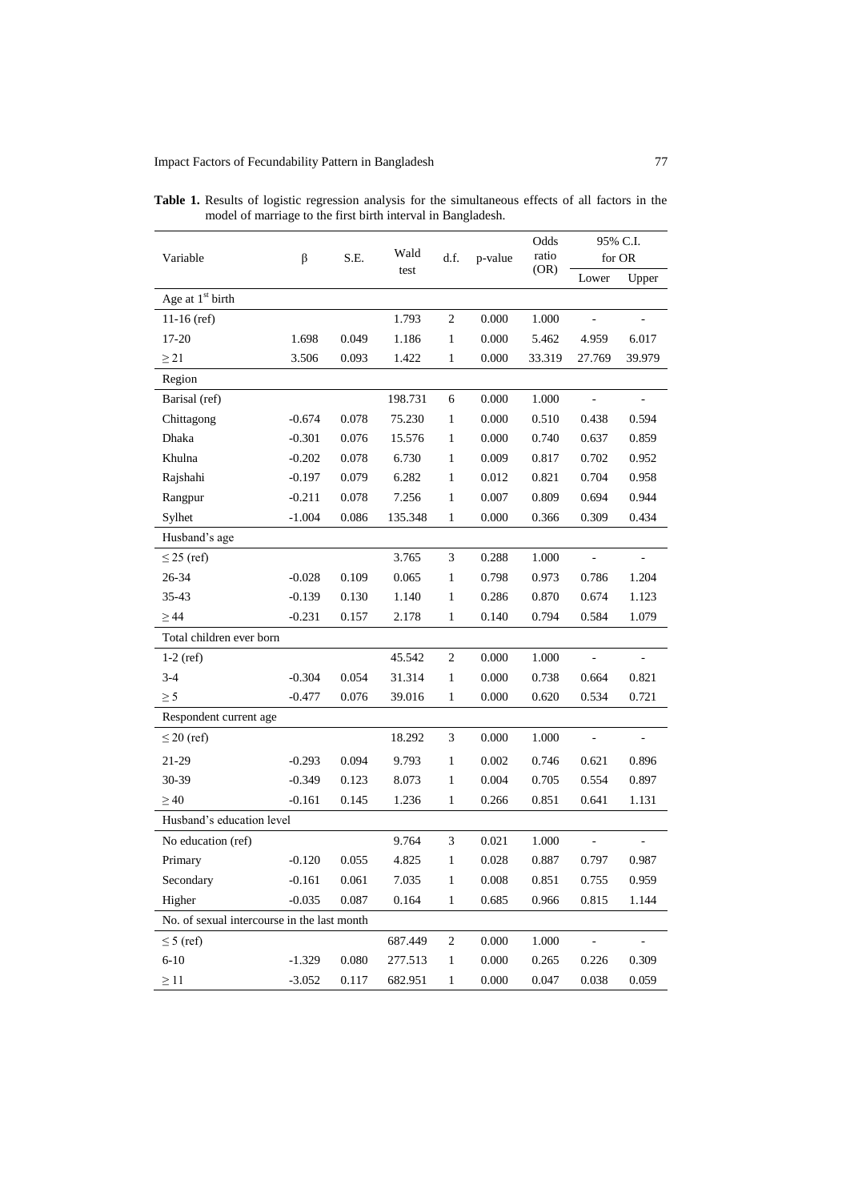**Table 1.** Results of logistic regression analysis for the simultaneous effects of all factors in the model of marriage to the first birth interval in Bangladesh.

| Variable | β | S.E. | Wald test | d.f. | p-value | Odds ratio (OR) | 95% C.I. for OR | |
|---|---|---|---|---|---|---|---|---|
| | | | | | | | Lower | Upper |
| Age at 1st birth | | | | | | | | |
| 11-16 (ref) | | | 1.793 | 2 | 0.000 | 1.000 | - | - |
| 17-20 | 1.698 | 0.049 | 1.186 | 1 | 0.000 | 5.462 | 4.959 | 6.017 |
| ≥ 21 | 3.506 | 0.093 | 1.422 | 1 | 0.000 | 33.319 | 27.769 | 39.979 |
| Region | | | | | | | | |
| Barisal (ref) | | | 198.731 | 6 | 0.000 | 1.000 | - | - |
| Chittagong | -0.674 | 0.078 | 75.230 | 1 | 0.000 | 0.510 | 0.438 | 0.594 |
| Dhaka | -0.301 | 0.076 | 15.576 | 1 | 0.000 | 0.740 | 0.637 | 0.859 |
| Khulna | -0.202 | 0.078 | 6.730 | 1 | 0.009 | 0.817 | 0.702 | 0.952 |
| Rajshahi | -0.197 | 0.079 | 6.282 | 1 | 0.012 | 0.821 | 0.704 | 0.958 |
| Rangpur | -0.211 | 0.078 | 7.256 | 1 | 0.007 | 0.809 | 0.694 | 0.944 |
| Sylhet | -1.004 | 0.086 | 135.348 | 1 | 0.000 | 0.366 | 0.309 | 0.434 |
| Husband's age | | | | | | | | |
| ≤ 25 (ref) | | | 3.765 | 3 | 0.288 | 1.000 | - | - |
| 26-34 | -0.028 | 0.109 | 0.065 | 1 | 0.798 | 0.973 | 0.786 | 1.204 |
| 35-43 | -0.139 | 0.130 | 1.140 | 1 | 0.286 | 0.870 | 0.674 | 1.123 |
| ≥ 44 | -0.231 | 0.157 | 2.178 | 1 | 0.140 | 0.794 | 0.584 | 1.079 |
| Total children ever born | | | | | | | | |
| 1-2 (ref) | | | 45.542 | 2 | 0.000 | 1.000 | - | - |
| 3-4 | -0.304 | 0.054 | 31.314 | 1 | 0.000 | 0.738 | 0.664 | 0.821 |
| ≥ 5 | -0.477 | 0.076 | 39.016 | 1 | 0.000 | 0.620 | 0.534 | 0.721 |
| Respondent current age | | | | | | | | |
| ≤ 20 (ref) | | | 18.292 | 3 | 0.000 | 1.000 | - | - |
| 21-29 | -0.293 | 0.094 | 9.793 | 1 | 0.002 | 0.746 | 0.621 | 0.896 |
| 30-39 | -0.349 | 0.123 | 8.073 | 1 | 0.004 | 0.705 | 0.554 | 0.897 |
| ≥ 40 | -0.161 | 0.145 | 1.236 | 1 | 0.266 | 0.851 | 0.641 | 1.131 |
| Husband's education level | | | | | | | | |
| No education (ref) | | | 9.764 | 3 | 0.021 | 1.000 | - | - |
| Primary | -0.120 | 0.055 | 4.825 | 1 | 0.028 | 0.887 | 0.797 | 0.987 |
| Secondary | -0.161 | 0.061 | 7.035 | 1 | 0.008 | 0.851 | 0.755 | 0.959 |
| Higher | -0.035 | 0.087 | 0.164 | 1 | 0.685 | 0.966 | 0.815 | 1.144 |
| No. of sexual intercourse in the last month | | | | | | | | |
| ≤ 5 (ref) | | | 687.449 | 2 | 0.000 | 1.000 | - | - |
| 6-10 | -1.329 | 0.080 | 277.513 | 1 | 0.000 | 0.265 | 0.226 | 0.309 |
| ≥ 11 | -3.052 | 0.117 | 682.951 | 1 | 0.000 | 0.047 | 0.038 | 0.059 |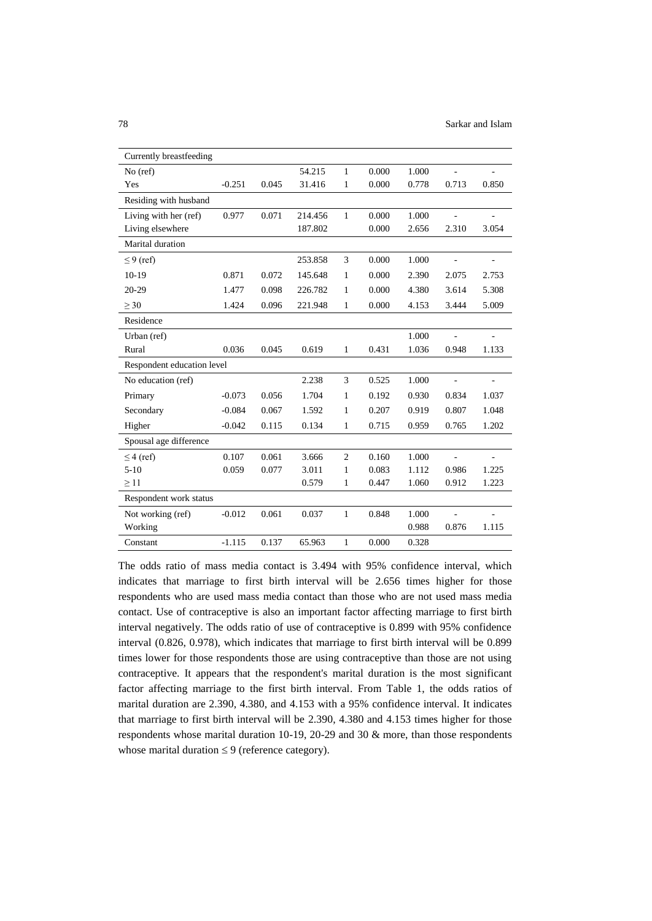| Currently breastfeeding | | | | | | | | |
|---|---|---|---|---|---|---|---|---|
| No (ref) | | | 54.215 | 1 | 0.000 | 1.000 | - | - |
| Yes | -0.251 | 0.045 | 31.416 | 1 | 0.000 | 0.778 | 0.713 | 0.850 |
| Residing with husband | | | | | | | | |
| Living with her (ref) | 0.977 | 0.071 | 214.456 | 1 | 0.000 | 1.000 | - | - |
| Living elsewhere | | | 187.802 | | 0.000 | 2.656 | 2.310 | 3.054 |
| Marital duration | | | | | | | | |
| $\leq 9$ (ref) | | | 253.858 | 3 | 0.000 | 1.000 | - | - |
| 10-19 | 0.871 | 0.072 | 145.648 | 1 | 0.000 | 2.390 | 2.075 | 2.753 |
| 20-29 | 1.477 | 0.098 | 226.782 | 1 | 0.000 | 4.380 | 3.614 | 5.308 |
| $\geq 30$ | 1.424 | 0.096 | 221.948 | 1 | 0.000 | 4.153 | 3.444 | 5.009 |
| Residence | | | | | | | | |
| Urban (ref) | | | | | | 1.000 | - | - |
| Rural | 0.036 | 0.045 | 0.619 | 1 | 0.431 | 1.036 | 0.948 | 1.133 |
| Respondent education level | | | | | | | | |
| No education (ref) | | | 2.238 | 3 | 0.525 | 1.000 | - | - |
| Primary | -0.073 | 0.056 | 1.704 | 1 | 0.192 | 0.930 | 0.834 | 1.037 |
| Secondary | -0.084 | 0.067 | 1.592 | 1 | 0.207 | 0.919 | 0.807 | 1.048 |
| Higher | -0.042 | 0.115 | 0.134 | 1 | 0.715 | 0.959 | 0.765 | 1.202 |
| Spousal age difference | | | | | | | | |
| $\leq 4$ (ref) | 0.107 | 0.061 | 3.666 | 2 | 0.160 | 1.000 | - | - |
| 5-10 | 0.059 | 0.077 | 3.011 | 1 | 0.083 | 1.112 | 0.986 | 1.225 |
| $\geq 11$ | | | 0.579 | 1 | 0.447 | 1.060 | 0.912 | 1.223 |
| Respondent work status | | | | | | | | |
| Not working (ref) | -0.012 | 0.061 | 0.037 | 1 | 0.848 | 1.000 | - | - |
| Working | | | | | | 0.988 | 0.876 | 1.115 |
| Constant | -1.115 | 0.137 | 65.963 | 1 | 0.000 | 0.328 | | |

The odds ratio of mass media contact is 3.494 with 95% confidence interval, which indicates that marriage to first birth interval will be 2.656 times higher for those respondents who are used mass media contact than those who are not used mass media contact. Use of contraceptive is also an important factor affecting marriage to first birth interval negatively. The odds ratio of use of contraceptive is 0.899 with 95% confidence interval (0.826, 0.978), which indicates that marriage to first birth interval will be 0.899 times lower for those respondents those are using contraceptive than those are not using contraceptive. It appears that the respondent's marital duration is the most significant factor affecting marriage to the first birth interval. From Table 1, the odds ratios of marital duration are 2.390, 4.380, and 4.153 with a 95% confidence interval. It indicates that marriage to first birth interval will be 2.390, 4.380 and 4.153 times higher for those respondents whose marital duration 10-19, 20-29 and 30 & more, than those respondents whose marital duration $\leq 9$ (reference category).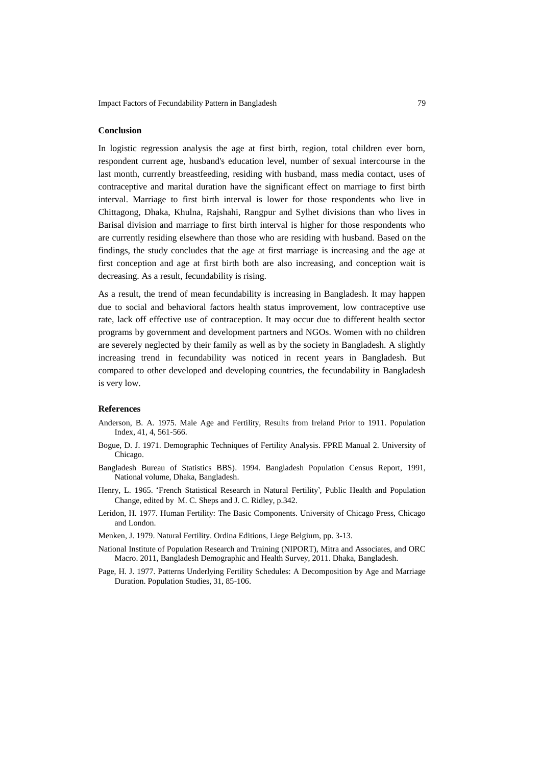## Conclusion

In logistic regression analysis the age at first birth, region, total children ever born, respondent current age, husband's education level, number of sexual intercourse in the last month, currently breastfeeding, residing with husband, mass media contact, uses of contraceptive and marital duration have the significant effect on marriage to first birth interval. Marriage to first birth interval is lower for those respondents who live in Chittagong, Dhaka, Khulna, Rajshahi, Rangpur and Sylhet divisions than who lives in Barisal division and marriage to first birth interval is higher for those respondents who are currently residing elsewhere than those who are residing with husband. Based on the findings, the study concludes that the age at first marriage is increasing and the age at first conception and age at first birth both are also increasing, and conception wait is decreasing. As a result, fecundability is rising.

As a result, the trend of mean fecundability is increasing in Bangladesh. It may happen due to social and behavioral factors health status improvement, low contraceptive use rate, lack off effective use of contraception. It may occur due to different health sector programs by government and development partners and NGOs. Women with no children are severely neglected by their family as well as by the society in Bangladesh. A slightly increasing trend in fecundability was noticed in recent years in Bangladesh. But compared to other developed and developing countries, the fecundability in Bangladesh is very low.

## References

Anderson, B. A. 1975. Male Age and Fertility, Results from Ireland Prior to 1911. Population Index, 41, 4, 561-566.

Bogue, D. J. 1971. Demographic Techniques of Fertility Analysis. FPRE Manual 2. University of Chicago.

Bangladesh Bureau of Statistics BBS). 1994. Bangladesh Population Census Report, 1991, National volume, Dhaka, Bangladesh.

Henry, L. 1965. 'French Statistical Research in Natural Fertility', Public Health and Population Change, edited by M. C. Sheps and J. C. Ridley, p.342.

Leridon, H. 1977. Human Fertility: The Basic Components. University of Chicago Press, Chicago and London.

Menken, J. 1979. Natural Fertility. Ordina Editions, Liege Belgium, pp. 3-13.

National Institute of Population Research and Training (NIPORT), Mitra and Associates, and ORC Macro. 2011, Bangladesh Demographic and Health Survey, 2011. Dhaka, Bangladesh.

Page, H. J. 1977. Patterns Underlying Fertility Schedules: A Decomposition by Age and Marriage Duration. Population Studies, 31, 85-106.